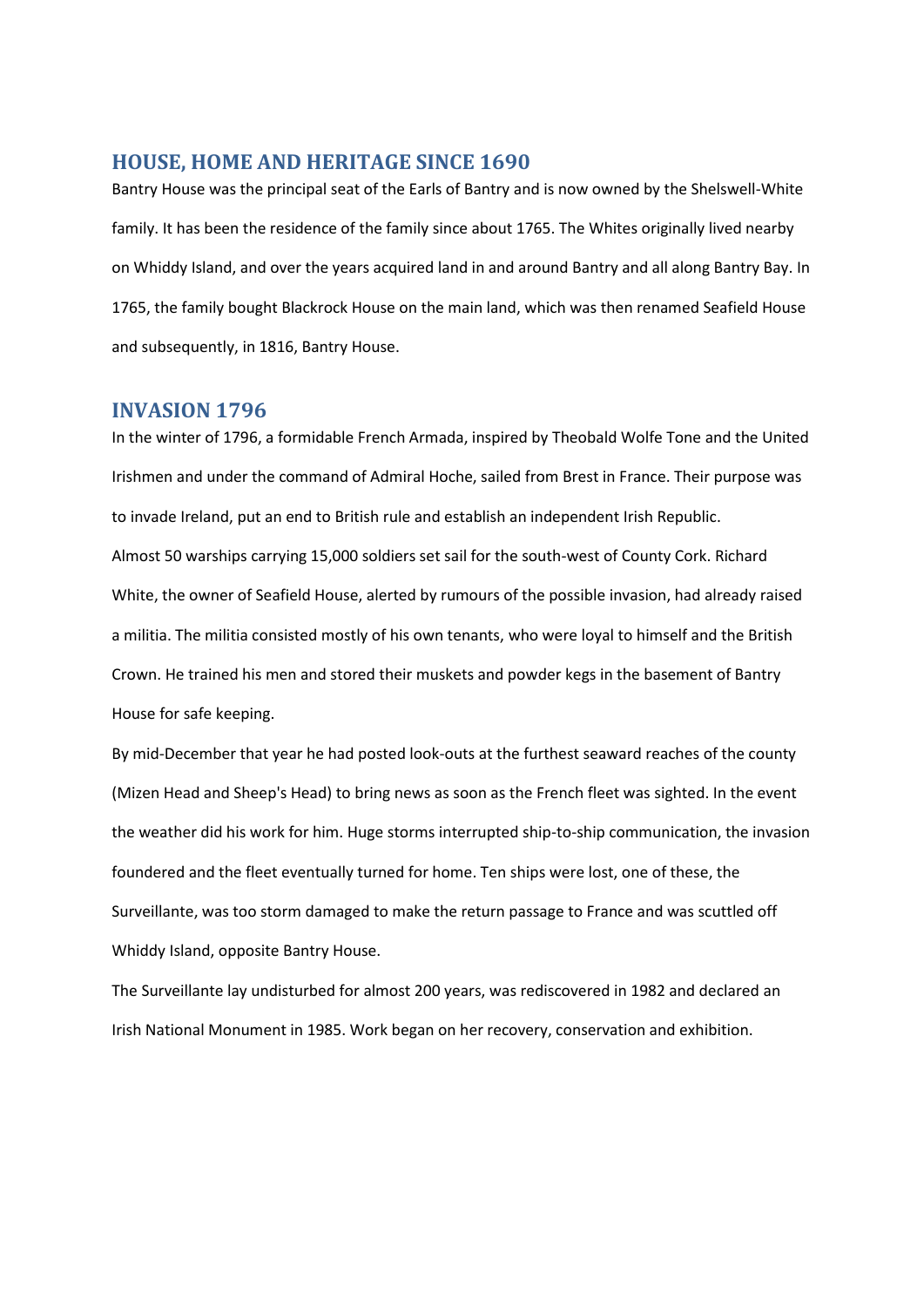## HOUSE, HOME AND HERITAGE SINCE 1690

Bantry House was the principal seat of the Earls of Bantry and is now owned by the Shelswell-White family. It has been the residence of the family since about 1765. The Whites originally lived nearby on Whiddy Island, and over the years acquired land in and around Bantry and all along Bantry Bay. In 1765, the family bought Blackrock House on the main land, which was then renamed Seafield House and subsequently, in 1816, Bantry House.

## INVASION 1796

In the winter of 1796, a formidable French Armada, inspired by Theobald Wolfe Tone and the United Irishmen and under the command of Admiral Hoche, sailed from Brest in France. Their purpose was to invade Ireland, put an end to British rule and establish an independent Irish Republic.

Almost 50 warships carrying 15,000 soldiers set sail for the south-west of County Cork. Richard White, the owner of Seafield House, alerted by rumours of the possible invasion, had already raised a militia. The militia consisted mostly of his own tenants, who were loyal to himself and the British Crown. He trained his men and stored their muskets and powder kegs in the basement of Bantry House for safe keeping.

By mid-December that year he had posted look-outs at the furthest seaward reaches of the county (Mizen Head and Sheep's Head) to bring news as soon as the French fleet was sighted. In the event the weather did his work for him. Huge storms interrupted ship-to-ship communication, the invasion foundered and the fleet eventually turned for home. Ten ships were lost, one of these, the Surveillante, was too storm damaged to make the return passage to France and was scuttled off Whiddy Island, opposite Bantry House.

The Surveillante lay undisturbed for almost 200 years, was rediscovered in 1982 and declared an Irish National Monument in 1985. Work began on her recovery, conservation and exhibition.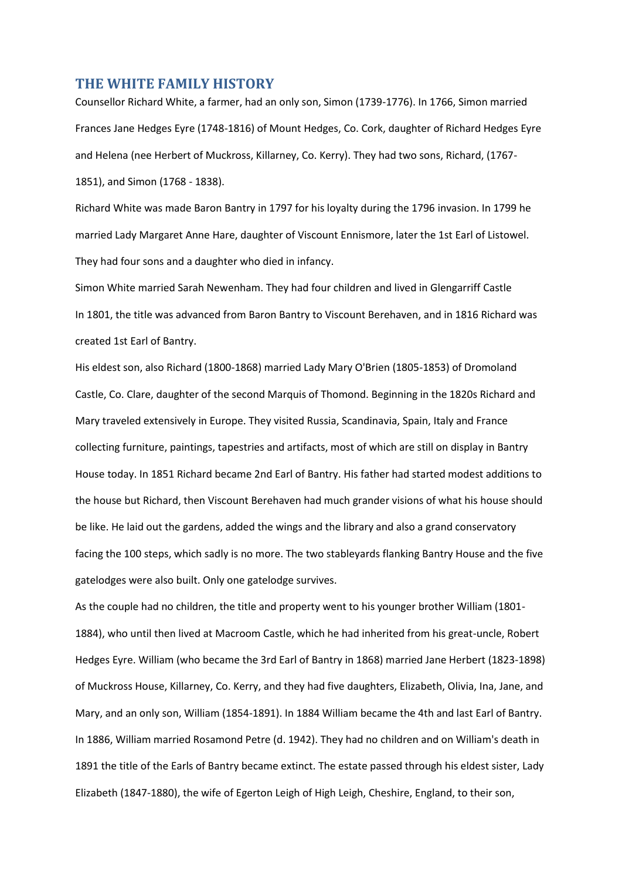## THE WHITE FAMILY HISTORY

Counsellor Richard White, a farmer, had an only son, Simon (1739-1776). In 1766, Simon married Frances Jane Hedges Eyre (1748-1816) of Mount Hedges, Co. Cork, daughter of Richard Hedges Eyre and Helena (nee Herbert of Muckross, Killarney, Co. Kerry). They had two sons, Richard, (1767-1851), and Simon (1768 - 1838).

Richard White was made Baron Bantry in 1797 for his loyalty during the 1796 invasion. In 1799 he married Lady Margaret Anne Hare, daughter of Viscount Ennismore, later the 1st Earl of Listowel. They had four sons and a daughter who died in infancy.

Simon White married Sarah Newenham. They had four children and lived in Glengarriff Castle

In 1801, the title was advanced from Baron Bantry to Viscount Berehaven, and in 1816 Richard was created 1st Earl of Bantry.

His eldest son, also Richard (1800-1868) married Lady Mary O'Brien (1805-1853) of Dromoland Castle, Co. Clare, daughter of the second Marquis of Thomond. Beginning in the 1820s Richard and Mary traveled extensively in Europe. They visited Russia, Scandinavia, Spain, Italy and France collecting furniture, paintings, tapestries and artifacts, most of which are still on display in Bantry House today. In 1851 Richard became 2nd Earl of Bantry. His father had started modest additions to the house but Richard, then Viscount Berehaven had much grander visions of what his house should be like. He laid out the gardens, added the wings and the library and also a grand conservatory facing the 100 steps, which sadly is no more. The two stableyards flanking Bantry House and the five gatelodges were also built. Only one gatelodge survives.

As the couple had no children, the title and property went to his younger brother William (1801-1884), who until then lived at Macroom Castle, which he had inherited from his great-uncle, Robert Hedges Eyre. William (who became the 3rd Earl of Bantry in 1868) married Jane Herbert (1823-1898) of Muckross House, Killarney, Co. Kerry, and they had five daughters, Elizabeth, Olivia, Ina, Jane, and Mary, and an only son, William (1854-1891). In 1884 William became the 4th and last Earl of Bantry. In 1886, William married Rosamond Petre (d. 1942). They had no children and on William's death in 1891 the title of the Earls of Bantry became extinct. The estate passed through his eldest sister, Lady Elizabeth (1847-1880), the wife of Egerton Leigh of High Leigh, Cheshire, England, to their son,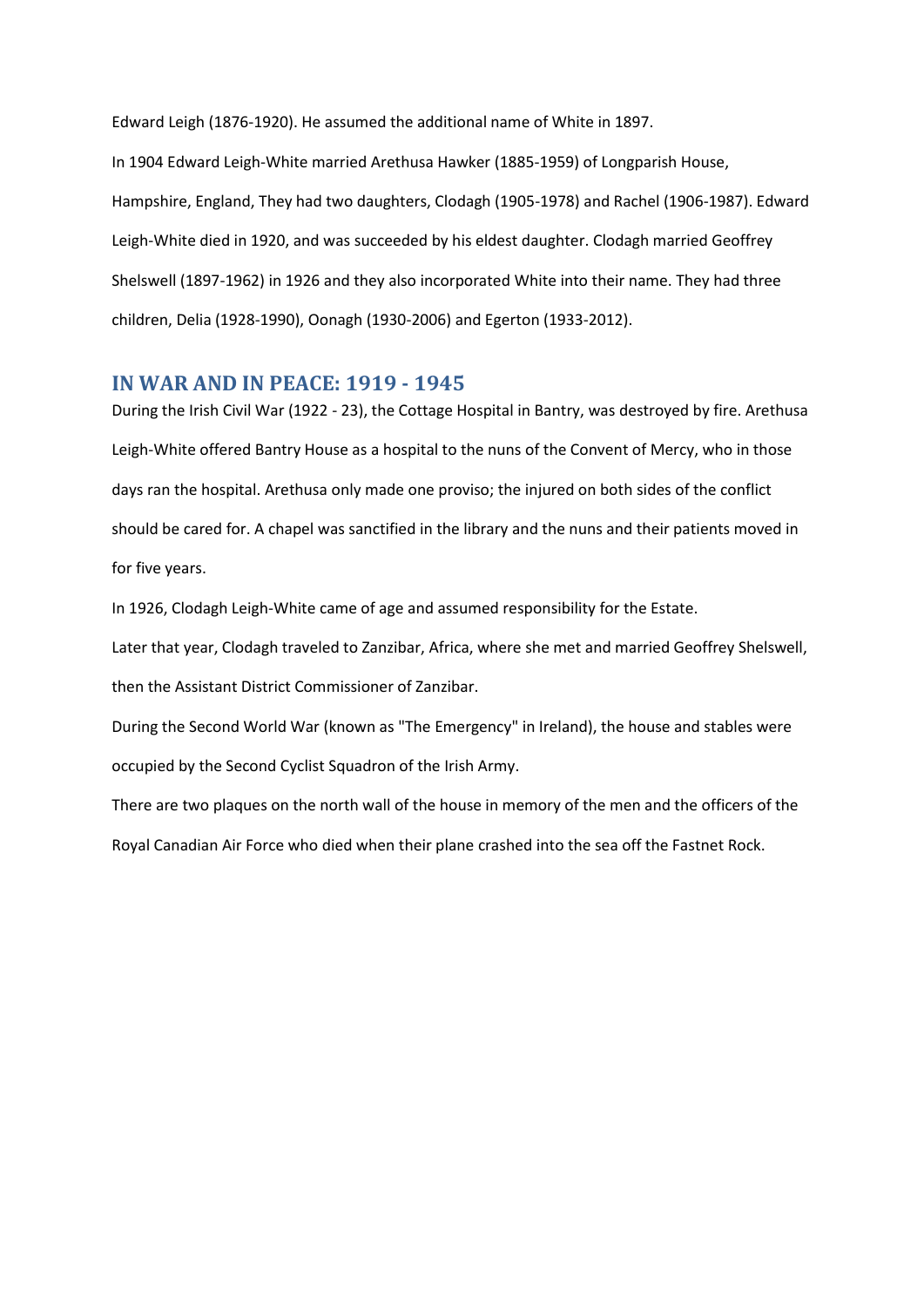Edward Leigh (1876-1920). He assumed the additional name of White in 1897.

In 1904 Edward Leigh-White married Arethusa Hawker (1885-1959) of Longparish House, Hampshire, England, They had two daughters, Clodagh (1905-1978) and Rachel (1906-1987). Edward Leigh-White died in 1920, and was succeeded by his eldest daughter. Clodagh married Geoffrey Shelswell (1897-1962) in 1926 and they also incorporated White into their name. They had three children, Delia (1928-1990), Oonagh (1930-2006) and Egerton (1933-2012).

## IN WAR AND IN PEACE: 1919 - 1945

During the Irish Civil War (1922 - 23), the Cottage Hospital in Bantry, was destroyed by fire. Arethusa Leigh-White offered Bantry House as a hospital to the nuns of the Convent of Mercy, who in those days ran the hospital. Arethusa only made one proviso; the injured on both sides of the conflict should be cared for. A chapel was sanctified in the library and the nuns and their patients moved in for five years.

In 1926, Clodagh Leigh-White came of age and assumed responsibility for the Estate.

Later that year, Clodagh traveled to Zanzibar, Africa, where she met and married Geoffrey Shelswell, then the Assistant District Commissioner of Zanzibar.

During the Second World War (known as "The Emergency" in Ireland), the house and stables were occupied by the Second Cyclist Squadron of the Irish Army.

There are two plaques on the north wall of the house in memory of the men and the officers of the Royal Canadian Air Force who died when their plane crashed into the sea off the Fastnet Rock.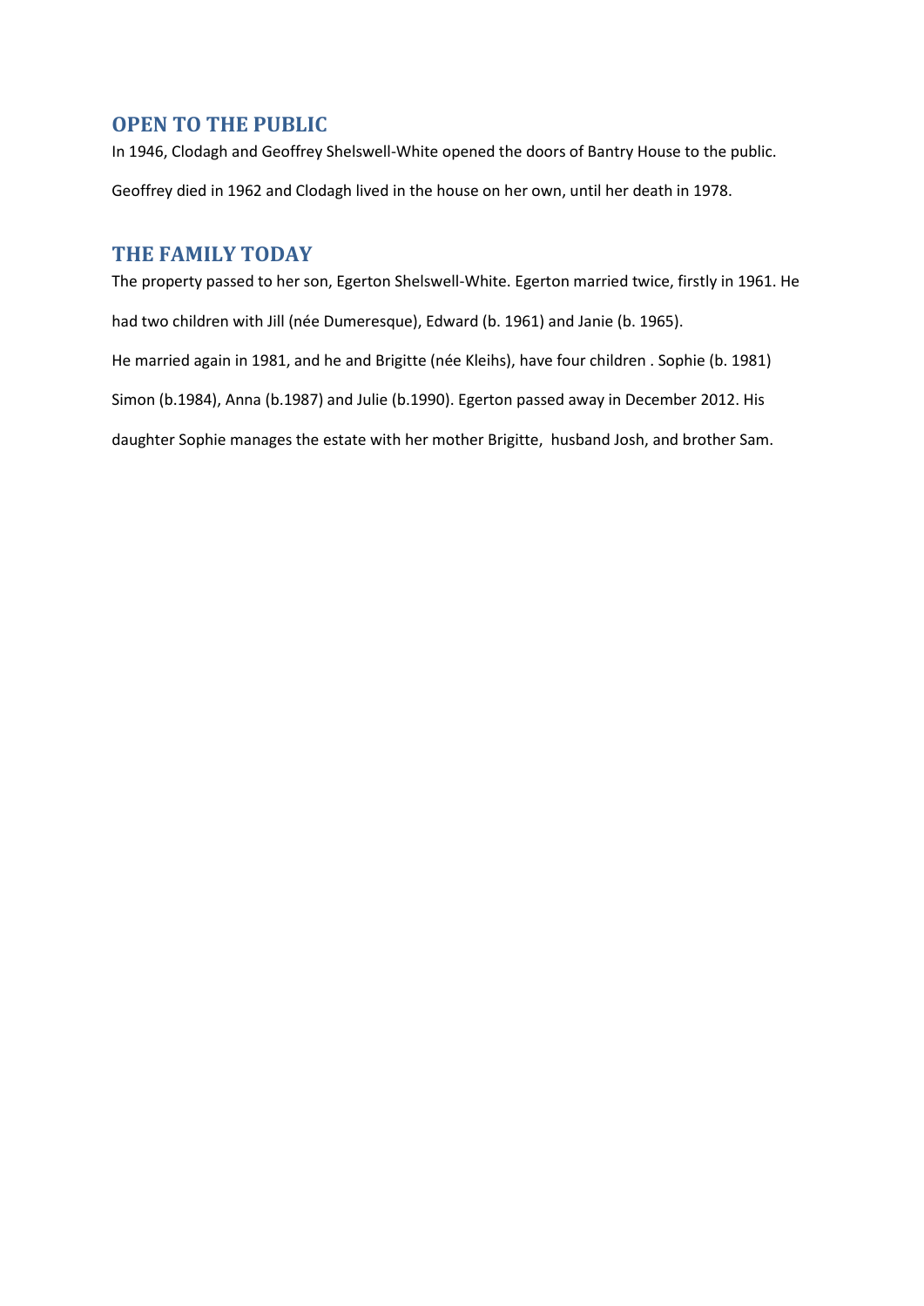## OPEN TO THE PUBLIC

In 1946, Clodagh and Geoffrey Shelswell-White opened the doors of Bantry House to the public.

Geoffrey died in 1962 and Clodagh lived in the house on her own, until her death in 1978.

## THE FAMILY TODAY

The property passed to her son, Egerton Shelswell-White. Egerton married twice, firstly in 1961. He had two children with Jill (née Dumeresque), Edward (b. 1961) and Janie (b. 1965).

He married again in 1981, and he and Brigitte (née Kleihs), have four children . Sophie (b. 1981) Simon (b.1984), Anna (b.1987) and Julie (b.1990). Egerton passed away in December 2012. His daughter Sophie manages the estate with her mother Brigitte, husband Josh, and brother Sam.